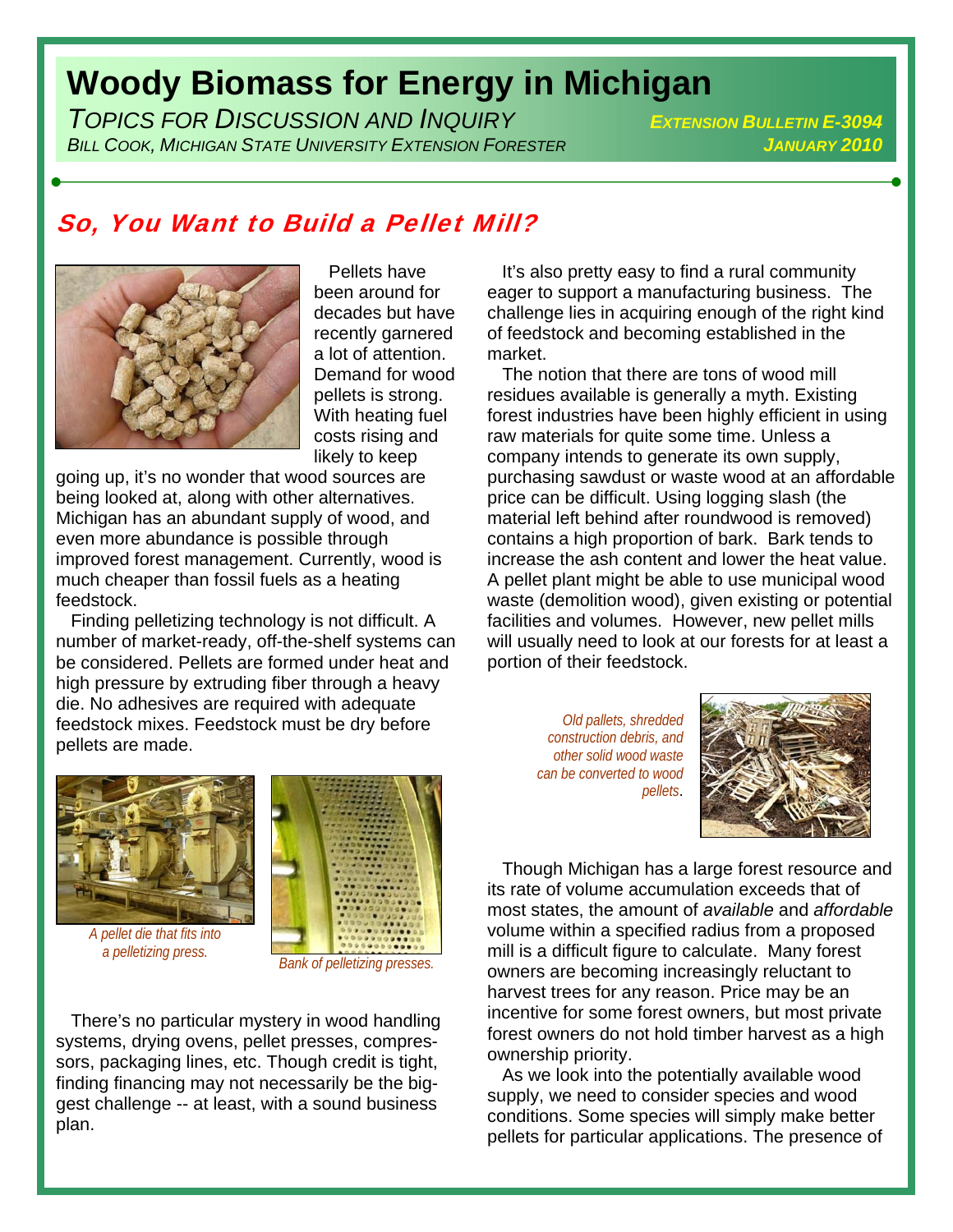# Woody Biomass for Energy in Michigan

*TOPICS FOR DISCUSSION AND INQUIRY*

*BILL COOK, MICHIGAN STATE UNIVERSITY EXTENSION FORESTER*

*EXTENSION BULLETIN E-3094*

*JANUARY 2010*

## So, You Want to Build a Pellet Mill?

Pellets have been around for decades but have recently garnered a lot of attention. Demand for wood pellets is strong. With heating fuel costs rising and likely to keep going up, it's no wonder that wood sources are being looked at, along with other alternatives. Michigan has an abundant supply of wood, and even more abundance is possible through improved forest management. Currently, wood is much cheaper than fossil fuels as a heating feedstock.

Finding pelletizing technology is not difficult. A number of market-ready, off-the-shelf systems can be considered. Pellets are formed under heat and high pressure by extruding fiber through a heavy die. No adhesives are required with adequate feedstock mixes. Feedstock must be dry before pellets are made.

*A pellet die that fits into a pelletizing press.*

*Bank of pelletizing presses.*

There's no particular mystery in wood handling systems, drying ovens, pellet presses, compressors, packaging lines, etc. Though credit is tight, finding financing may not necessarily be the biggest challenge -- at least, with a sound business plan.

It's also pretty easy to find a rural community eager to support a manufacturing business. The challenge lies in acquiring enough of the right kind of feedstock and becoming established in the market.

The notion that there are tons of wood mill residues available is generally a myth. Existing forest industries have been highly efficient in using raw materials for quite some time. Unless a company intends to generate its own supply, purchasing sawdust or waste wood at an affordable price can be difficult. Using logging slash (the material left behind after roundwood is removed) contains a high proportion of bark. Bark tends to increase the ash content and lower the heat value. A pellet plant might be able to use municipal wood waste (demolition wood), given existing or potential facilities and volumes. However, new pellet mills will usually need to look at our forests for at least a portion of their feedstock.

*Old pallets, shredded construction debris, and other solid wood waste can be converted to wood pellets.*

Though Michigan has a large forest resource and its rate of volume accumulation exceeds that of most states, the amount of *available* and *affordable* volume within a specified radius from a proposed mill is a difficult figure to calculate. Many forest owners are becoming increasingly reluctant to harvest trees for any reason. Price may be an incentive for some forest owners, but most private forest owners do not hold timber harvest as a high ownership priority.

As we look into the potentially available wood supply, we need to consider species and wood conditions. Some species will simply make better pellets for particular applications. The presence of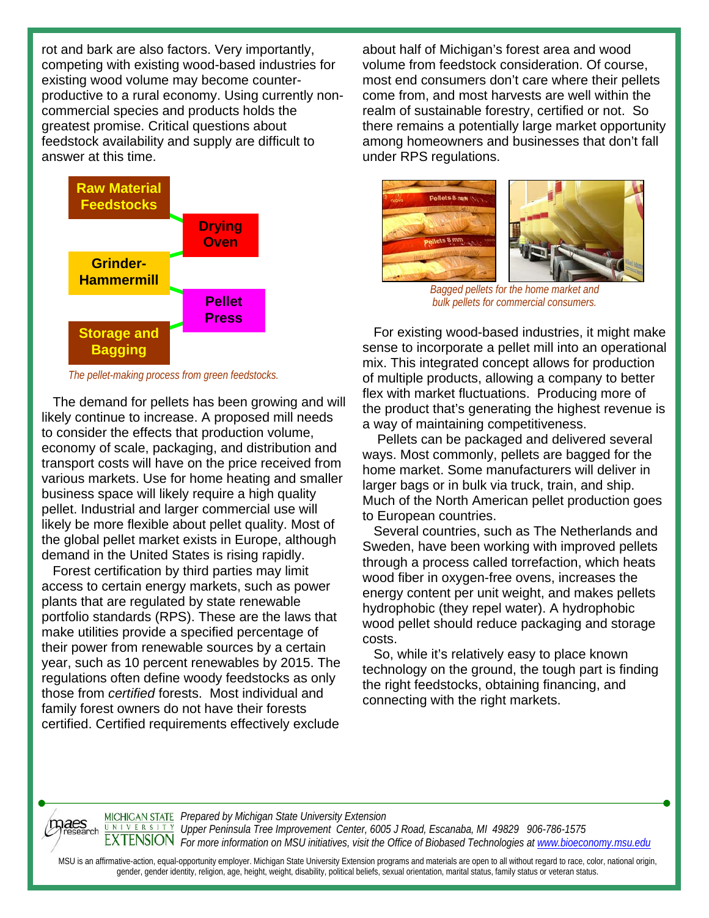rot and bark are also factors. Very importantly, competing with existing wood-based industries for existing wood volume may become counter-productive to a rural economy. Using currently non-commercial species and products holds the greatest promise. Critical questions about feedstock availability and supply are difficult to answer at this time.

Raw Material Feedstocks

Drying Oven

Grinder-Hammermill

Pellet Press

Storage and Bagging

*The pellet-making process from green feedstocks.*

The demand for pellets has been growing and will likely continue to increase. A proposed mill needs to consider the effects that production volume, economy of scale, packaging, and distribution and transport costs will have on the price received from various markets. Use for home heating and smaller business space will likely require a high quality pellet. Industrial and larger commercial use will likely be more flexible about pellet quality. Most of the global pellet market exists in Europe, although demand in the United States is rising rapidly.

Forest certification by third parties may limit access to certain energy markets, such as power plants that are regulated by state renewable portfolio standards (RPS). These are the laws that make utilities provide a specified percentage of their power from renewable sources by a certain year, such as 10 percent renewables by 2015. The regulations often define woody feedstocks as only those from *certified* forests. Most individual and family forest owners do not have their forests certified. Certified requirements effectively exclude about half of Michigan's forest area and wood volume from feedstock consideration. Of course, most end consumers don't care where their pellets come from, and most harvests are well within the realm of sustainable forestry, certified or not. So there remains a potentially large market opportunity among homeowners and businesses that don't fall under RPS regulations.

*Bagged pellets for the home market and bulk pellets for commercial consumers.*

For existing wood-based industries, it might make sense to incorporate a pellet mill into an operational mix. This integrated concept allows for production of multiple products, allowing a company to better flex with market fluctuations. Producing more of the product that's generating the highest revenue is a way of maintaining competitiveness.

Pellets can be packaged and delivered several ways. Most commonly, pellets are bagged for the home market. Some manufacturers will deliver in larger bags or in bulk via truck, train, and ship. Much of the North American pellet production goes to European countries.

Several countries, such as The Netherlands and Sweden, have been working with improved pellets through a process called torrefaction, which heats wood fiber in oxygen-free ovens, increases the energy content per unit weight, and makes pellets hydrophobic (they repel water). A hydrophobic wood pellet should reduce packaging and storage costs.

So, while it's relatively easy to place known technology on the ground, the tough part is finding the right feedstocks, obtaining financing, and connecting with the right markets.

MICHIGAN STATE UNIVERSITY EXTENSION

*Prepared by Michigan State University Extension*
*Upper Peninsula Tree Improvement Center, 6005 J Road, Escanaba, MI 49829 906-786-1575*
*For more information on MSU initiatives, visit the Office of Biobased Technologies at www.bioeconomy.msu.edu*

MSU is an affirmative-action, equal-opportunity employer. Michigan State University Extension programs and materials are open to all without regard to race, color, national origin, gender, gender identity, religion, age, height, weight, disability, political beliefs, sexual orientation, marital status, family status or veteran status.